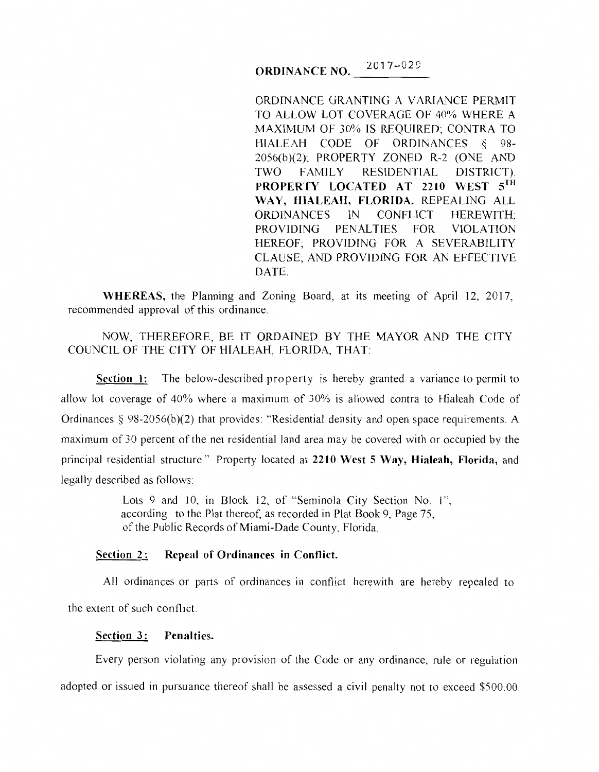# ORDINANCE NO. 2017-029

ORDINANCE GRANTING A VARIANCE PERMIT TO ALLOW LOT COVERAGE OF 40% WHERE A MAXIMUM OF 30% IS REQUIRED; CONTRA TO HIALEAH CODE OF ORDINANCES § 98-2056(b)(2); PROPERTY ZONED R-2 (ONE AND TWO FAMILY RESIDENTIAL DISTRICT). **PROPERTY LOCATED AT 2210 WEST 5TH WAY, HIALEAH, FLORIDA.** REPEALING ALL ORDINANCES IN CONFLICT HEREWITH; PROVIDING PENALTIES FOR VIOLATION HEREOF; PROVIDING FOR A SEVERABILITY CLAUSE; AND PROVIDING FOR AN EFFECTIVE DATE.

**WHEREAS,** the Planning and Zoning Board, at its meeting of April 12, 2017, recommended approval of this ordinance.

NOW, THEREFORE, BE IT ORDAINED BY THE MAYOR AND THE CITY COUNCIL OF THE CITY OF HIALEAH, FLORIDA, THAT:

**Section 1:** The below-described property is hereby granted a variance to permit to allow lot coverage of 40% where a maximum of 30% is allowed contra to Hialeah Code of Ordinances § 98-2056(b)(2) that provides: "Residential density and open space requirements. A maximum of 30 percent of the net residential land area may be covered with or occupied by the principal residential structure." Property located at **2210 West 5 Way, Hialeah, Florida,** and legally described as follows:

> Lots 9 and 10, in Block 12, of "Seminola City Section No. 1", according to the Plat thereof, as recorded in Plat Book 9, Page 75, of the Public Records of Miami-Dade County, Florida.

**Section 2: Repeal of Ordinances in Conflict.**

All ordinances or parts of ordinances in conflict herewith are hereby repealed to the extent of such conflict.

**Section 3: Penalties.**

Every person violating any provision of the Code or any ordinance, rule or regulation adopted or issued in pursuance thereof shall be assessed a civil penalty not to exceed $500.00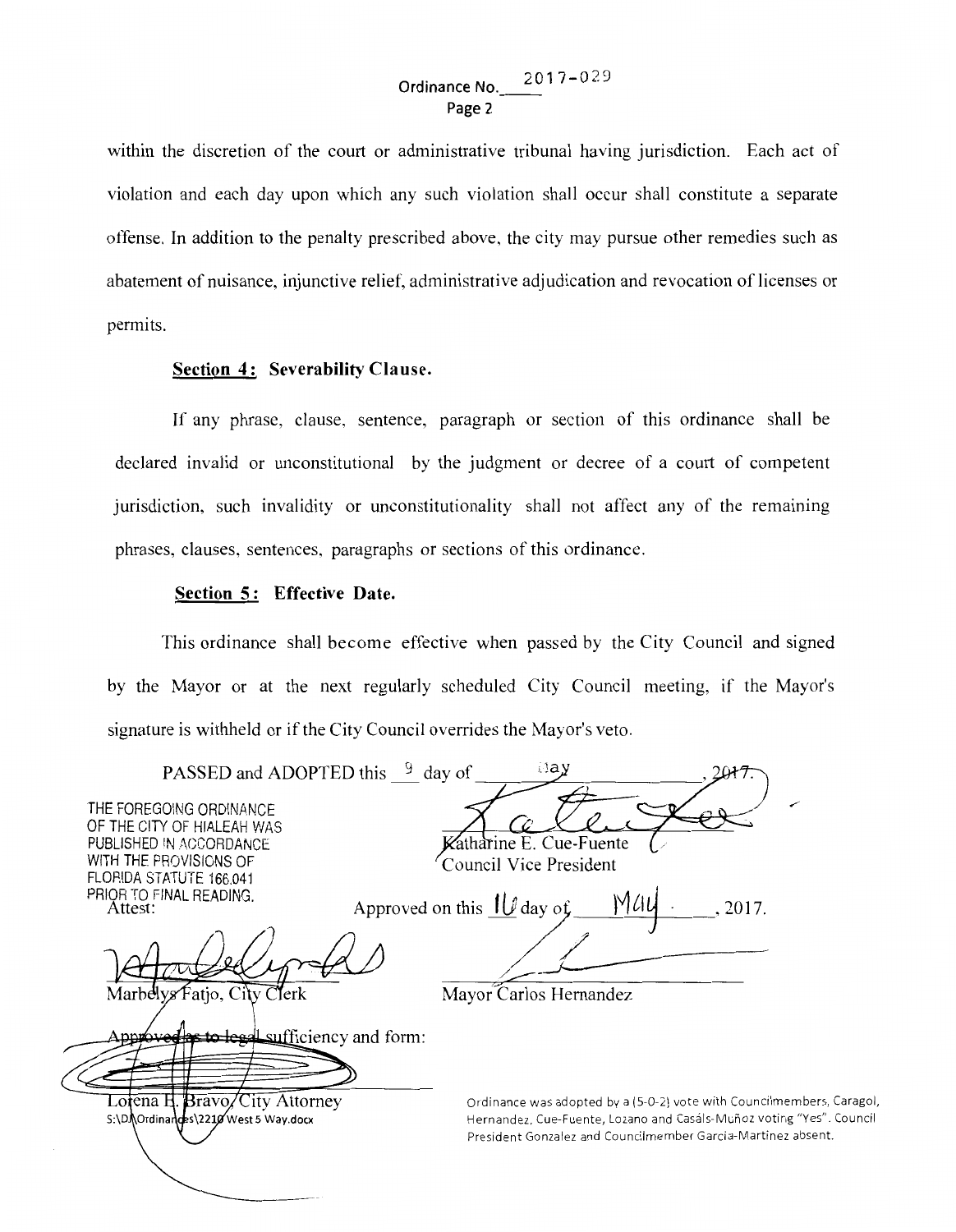Ordinance No. 2017-029
Page 2

within the discretion of the court or administrative tribunal having jurisdiction. Each act of violation and each day upon which any such violation shall occur shall constitute a separate offense. In addition to the penalty prescribed above, the city may pursue other remedies such as abatement of nuisance, injunctive relief, administrative adjudication and revocation of licenses or permits.

**Section 4: Severability Clause.**

If any phrase, clause, sentence, paragraph or section of this ordinance shall be declared invalid or unconstitutional by the judgment or decree of a court of competent jurisdiction, such invalidity or unconstitutionality shall not affect any of the remaining phrases, clauses, sentences, paragraphs or sections of this ordinance.

**Section 5: Effective Date.**

This ordinance shall become effective when passed by the City Council and signed by the Mayor or at the next regularly scheduled City Council meeting, if the Mayor's signature is withheld or if the City Council overrides the Mayor's veto.

PASSED and ADOPTED this 9 day of May, 2017.

Katharine E. Cue-Fuente
Council Vice President

THE FOREGOING ORDINANCE OF THE CITY OF HIALEAH WAS PUBLISHED IN ACCORDANCE WITH THE PROVISIONS OF FLORIDA STATUTE 166.041 PRIOR TO FINAL READING.

Attest:

Approved on this 10 day of May, 2017.

Marbelys Fatjo, City Clerk

Mayor Carlos Hernandez

Approved as to legal sufficiency and form:

Lorena E. Bravo, City Attorney
S:\DJ\Ordinances\2210 West 5 Way.docx

Ordinance was adopted by a (5-0-2) vote with Councilmembers, Caragol, Hernandez, Cue-Fuente, Lozano and Casáls-Muñoz voting "Yes". Council President Gonzalez and Councilmember Garcia-Martinez absent.